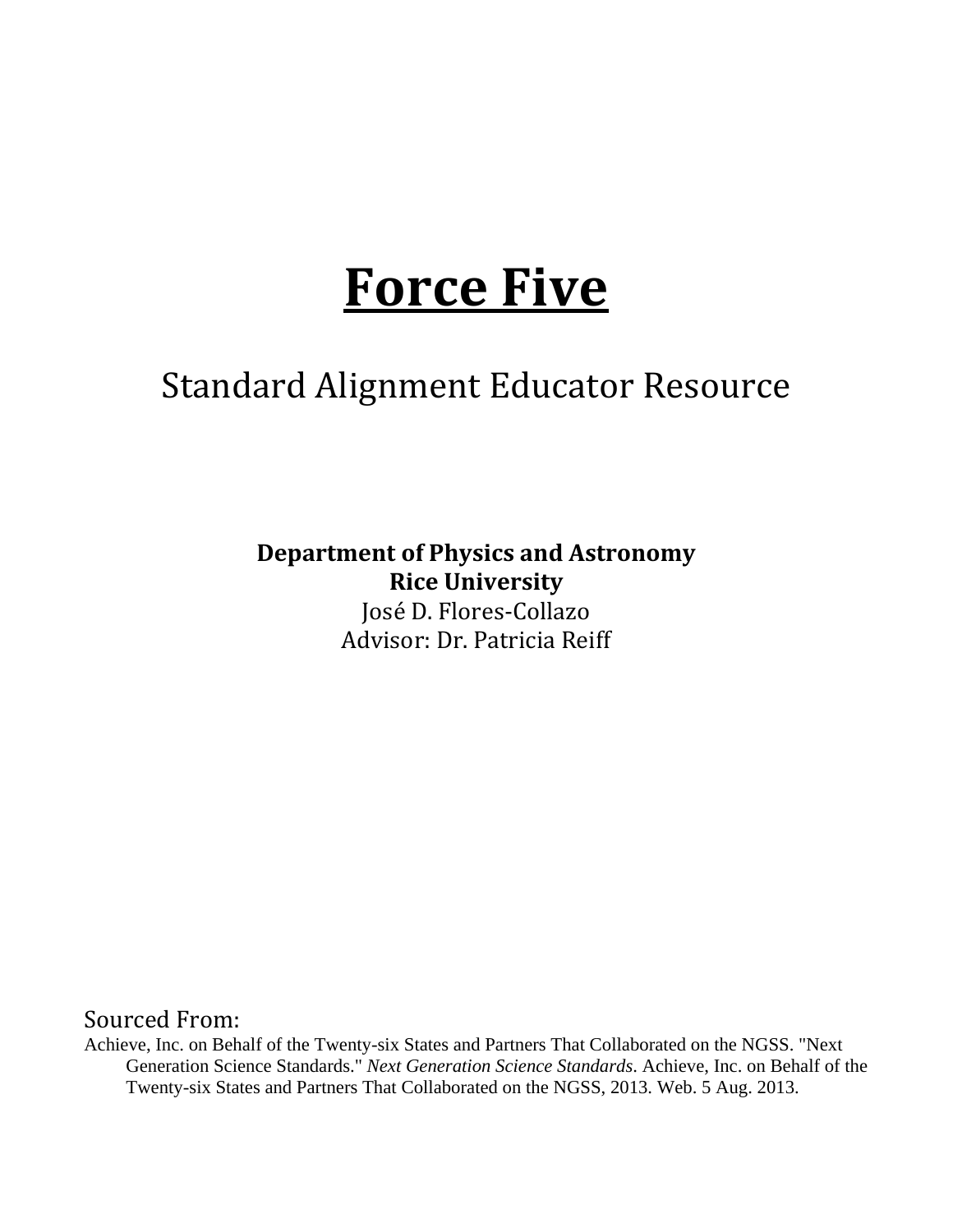# **Force Five**

## Standard Alignment Educator Resource

**Department of Physics and Astronomy**
**Rice University**
José D. Flores-Collazo
Advisor: Dr. Patricia Reiff

Sourced From:

Achieve, Inc. on Behalf of the Twenty-six States and Partners That Collaborated on the NGSS. "Next Generation Science Standards." *Next Generation Science Standards*. Achieve, Inc. on Behalf of the Twenty-six States and Partners That Collaborated on the NGSS, 2013. Web. 5 Aug. 2013.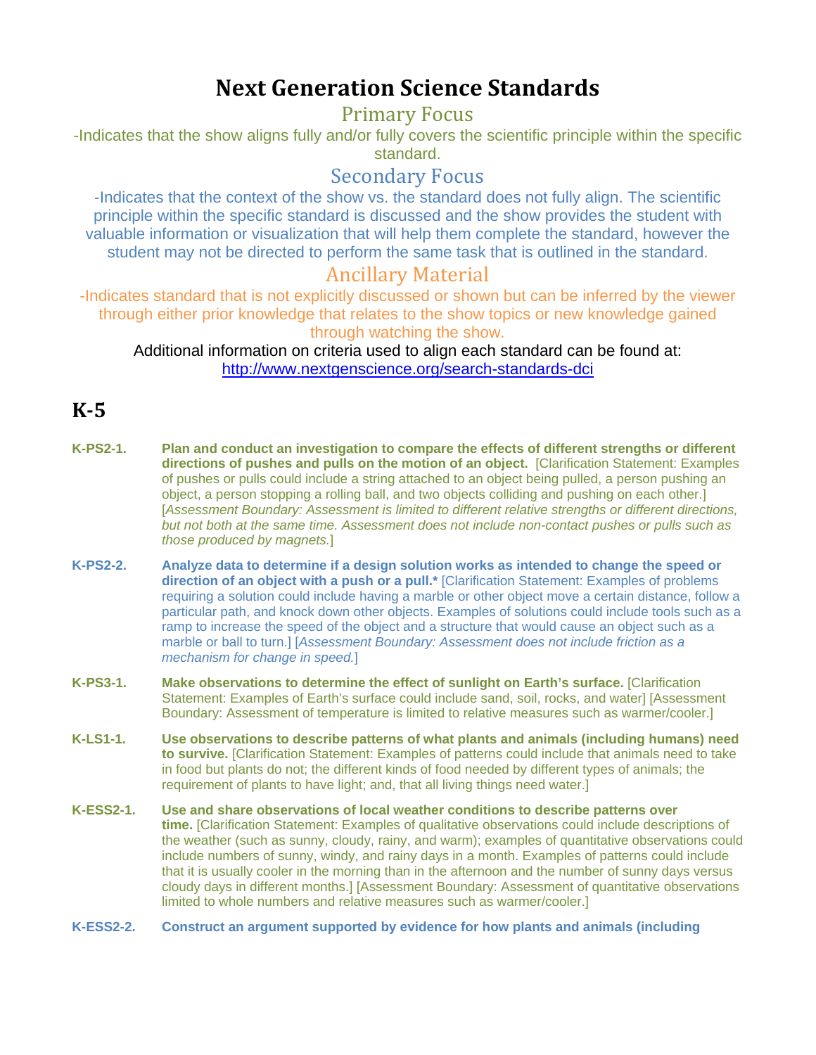# Next Generation Science Standards

## Primary Focus

-Indicates that the show aligns fully and/or fully covers the scientific principle within the specific standard.

## Secondary Focus

-Indicates that the context of the show vs. the standard does not fully align. The scientific principle within the specific standard is discussed and the show provides the student with valuable information or visualization that will help them complete the standard, however the student may not be directed to perform the same task that is outlined in the standard.

## Ancillary Material

-Indicates standard that is not explicitly discussed or shown but can be inferred by the viewer through either prior knowledge that relates to the show topics or new knowledge gained through watching the show.

Additional information on criteria used to align each standard can be found at: http://www.nextgenscience.org/search-standards-dci

## K-5

**K-PS2-1.** **Plan and conduct an investigation to compare the effects of different strengths or different directions of pushes and pulls on the motion of an object.** [Clarification Statement: Examples of pushes or pulls could include a string attached to an object being pulled, a person pushing an object, a person stopping a rolling ball, and two objects colliding and pushing on each other.] [*Assessment Boundary: Assessment is limited to different relative strengths or different directions, but not both at the same time. Assessment does not include non-contact pushes or pulls such as those produced by magnets.*]

**K-PS2-2.** **Analyze data to determine if a design solution works as intended to change the speed or direction of an object with a push or a pull.*** [Clarification Statement: Examples of problems requiring a solution could include having a marble or other object move a certain distance, follow a particular path, and knock down other objects. Examples of solutions could include tools such as a ramp to increase the speed of the object and a structure that would cause an object such as a marble or ball to turn.] [*Assessment Boundary: Assessment does not include friction as a mechanism for change in speed.*]

**K-PS3-1.** **Make observations to determine the effect of sunlight on Earth's surface.** [Clarification Statement: Examples of Earth's surface could include sand, soil, rocks, and water] [Assessment Boundary: Assessment of temperature is limited to relative measures such as warmer/cooler.]

**K-LS1-1.** **Use observations to describe patterns of what plants and animals (including humans) need to survive.** [Clarification Statement: Examples of patterns could include that animals need to take in food but plants do not; the different kinds of food needed by different types of animals; the requirement of plants to have light; and, that all living things need water.]

**K-ESS2-1.** **Use and share observations of local weather conditions to describe patterns over time.** [Clarification Statement: Examples of qualitative observations could include descriptions of the weather (such as sunny, cloudy, rainy, and warm); examples of quantitative observations could include numbers of sunny, windy, and rainy days in a month. Examples of patterns could include that it is usually cooler in the morning than in the afternoon and the number of sunny days versus cloudy days in different months.] [Assessment Boundary: Assessment of quantitative observations limited to whole numbers and relative measures such as warmer/cooler.]

**K-ESS2-2.** **Construct an argument supported by evidence for how plants and animals (including**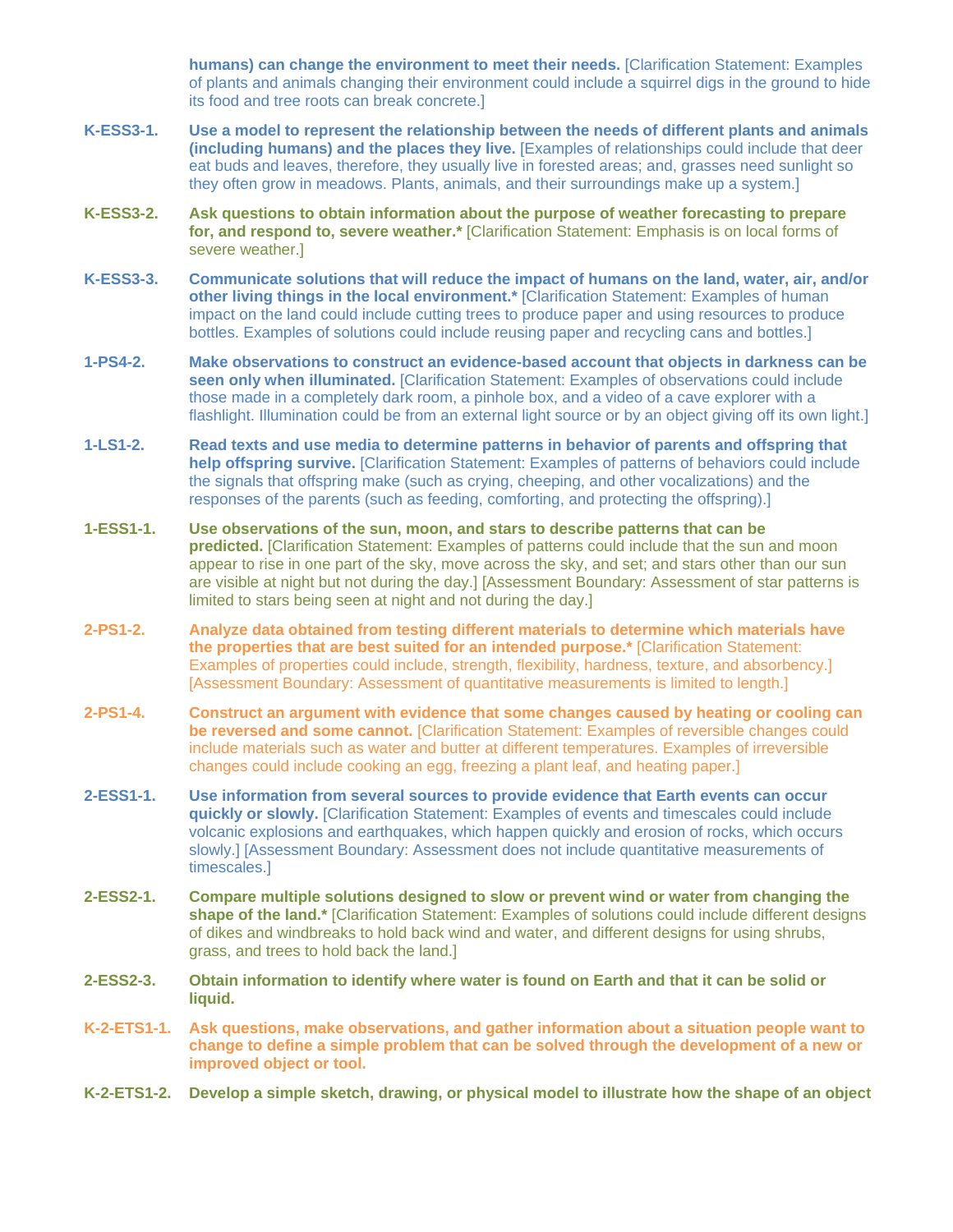**humans) can change the environment to meet their needs.** [Clarification Statement: Examples of plants and animals changing their environment could include a squirrel digs in the ground to hide its food and tree roots can break concrete.]

**K-ESS3-1.** **Use a model to represent the relationship between the needs of different plants and animals (including humans) and the places they live.** [Examples of relationships could include that deer eat buds and leaves, therefore, they usually live in forested areas; and, grasses need sunlight so they often grow in meadows. Plants, animals, and their surroundings make up a system.]

**K-ESS3-2.** **Ask questions to obtain information about the purpose of weather forecasting to prepare for, and respond to, severe weather.*** [Clarification Statement: Emphasis is on local forms of severe weather.]

**K-ESS3-3.** **Communicate solutions that will reduce the impact of humans on the land, water, air, and/or other living things in the local environment.*** [Clarification Statement: Examples of human impact on the land could include cutting trees to produce paper and using resources to produce bottles. Examples of solutions could include reusing paper and recycling cans and bottles.]

**1-PS4-2.** **Make observations to construct an evidence-based account that objects in darkness can be seen only when illuminated.** [Clarification Statement: Examples of observations could include those made in a completely dark room, a pinhole box, and a video of a cave explorer with a flashlight. Illumination could be from an external light source or by an object giving off its own light.]

**1-LS1-2.** **Read texts and use media to determine patterns in behavior of parents and offspring that help offspring survive.** [Clarification Statement: Examples of patterns of behaviors could include the signals that offspring make (such as crying, cheeping, and other vocalizations) and the responses of the parents (such as feeding, comforting, and protecting the offspring).]

**1-ESS1-1.** **Use observations of the sun, moon, and stars to describe patterns that can be predicted.** [Clarification Statement: Examples of patterns could include that the sun and moon appear to rise in one part of the sky, move across the sky, and set; and stars other than our sun are visible at night but not during the day.] [Assessment Boundary: Assessment of star patterns is limited to stars being seen at night and not during the day.]

**2-PS1-2.** **Analyze data obtained from testing different materials to determine which materials have the properties that are best suited for an intended purpose.*** [Clarification Statement: Examples of properties could include, strength, flexibility, hardness, texture, and absorbency.] [Assessment Boundary: Assessment of quantitative measurements is limited to length.]

**2-PS1-4.** **Construct an argument with evidence that some changes caused by heating or cooling can be reversed and some cannot.** [Clarification Statement: Examples of reversible changes could include materials such as water and butter at different temperatures. Examples of irreversible changes could include cooking an egg, freezing a plant leaf, and heating paper.]

**2-ESS1-1.** **Use information from several sources to provide evidence that Earth events can occur quickly or slowly.** [Clarification Statement: Examples of events and timescales could include volcanic explosions and earthquakes, which happen quickly and erosion of rocks, which occurs slowly.] [Assessment Boundary: Assessment does not include quantitative measurements of timescales.]

**2-ESS2-1.** **Compare multiple solutions designed to slow or prevent wind or water from changing the shape of the land.*** [Clarification Statement: Examples of solutions could include different designs of dikes and windbreaks to hold back wind and water, and different designs for using shrubs, grass, and trees to hold back the land.]

**2-ESS2-3.** **Obtain information to identify where water is found on Earth and that it can be solid or liquid.**

**K-2-ETS1-1.** **Ask questions, make observations, and gather information about a situation people want to change to define a simple problem that can be solved through the development of a new or improved object or tool.**

**K-2-ETS1-2.** **Develop a simple sketch, drawing, or physical model to illustrate how the shape of an object**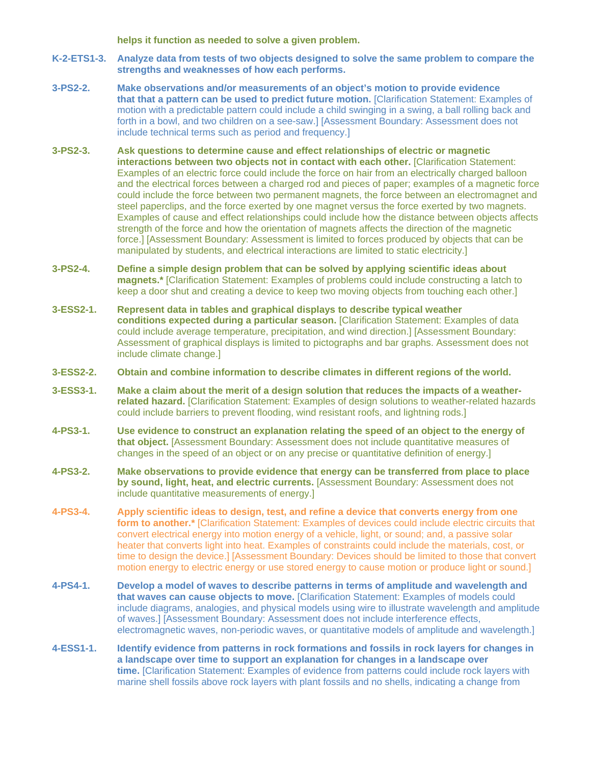**helps it function as needed to solve a given problem.**

**K-2-ETS1-3.** **Analyze data from tests of two objects designed to solve the same problem to compare the strengths and weaknesses of how each performs.**

**3-PS2-2.** **Make observations and/or measurements of an object's motion to provide evidence that that a pattern can be used to predict future motion.** [Clarification Statement: Examples of motion with a predictable pattern could include a child swinging in a swing, a ball rolling back and forth in a bowl, and two children on a see-saw.] [Assessment Boundary: Assessment does not include technical terms such as period and frequency.]

**3-PS2-3.** **Ask questions to determine cause and effect relationships of electric or magnetic interactions between two objects not in contact with each other.** [Clarification Statement: Examples of an electric force could include the force on hair from an electrically charged balloon and the electrical forces between a charged rod and pieces of paper; examples of a magnetic force could include the force between two permanent magnets, the force between an electromagnet and steel paperclips, and the force exerted by one magnet versus the force exerted by two magnets. Examples of cause and effect relationships could include how the distance between objects affects strength of the force and how the orientation of magnets affects the direction of the magnetic force.] [Assessment Boundary: Assessment is limited to forces produced by objects that can be manipulated by students, and electrical interactions are limited to static electricity.]

**3-PS2-4.** **Define a simple design problem that can be solved by applying scientific ideas about magnets.*** [Clarification Statement: Examples of problems could include constructing a latch to keep a door shut and creating a device to keep two moving objects from touching each other.]

**3-ESS2-1.** **Represent data in tables and graphical displays to describe typical weather conditions expected during a particular season.** [Clarification Statement: Examples of data could include average temperature, precipitation, and wind direction.] [Assessment Boundary: Assessment of graphical displays is limited to pictographs and bar graphs. Assessment does not include climate change.]

**3-ESS2-2.** **Obtain and combine information to describe climates in different regions of the world.**

**3-ESS3-1.** **Make a claim about the merit of a design solution that reduces the impacts of a weather-related hazard.** [Clarification Statement: Examples of design solutions to weather-related hazards could include barriers to prevent flooding, wind resistant roofs, and lightning rods.]

**4-PS3-1.** **Use evidence to construct an explanation relating the speed of an object to the energy of that object.** [Assessment Boundary: Assessment does not include quantitative measures of changes in the speed of an object or on any precise or quantitative definition of energy.]

**4-PS3-2.** **Make observations to provide evidence that energy can be transferred from place to place by sound, light, heat, and electric currents.** [Assessment Boundary: Assessment does not include quantitative measurements of energy.]

**4-PS3-4.** **Apply scientific ideas to design, test, and refine a device that converts energy from one form to another.*** [Clarification Statement: Examples of devices could include electric circuits that convert electrical energy into motion energy of a vehicle, light, or sound; and, a passive solar heater that converts light into heat. Examples of constraints could include the materials, cost, or time to design the device.] [Assessment Boundary: Devices should be limited to those that convert motion energy to electric energy or use stored energy to cause motion or produce light or sound.]

**4-PS4-1.** **Develop a model of waves to describe patterns in terms of amplitude and wavelength and that waves can cause objects to move.** [Clarification Statement: Examples of models could include diagrams, analogies, and physical models using wire to illustrate wavelength and amplitude of waves.] [Assessment Boundary: Assessment does not include interference effects, electromagnetic waves, non-periodic waves, or quantitative models of amplitude and wavelength.]

**4-ESS1-1.** **Identify evidence from patterns in rock formations and fossils in rock layers for changes in a landscape over time to support an explanation for changes in a landscape over time.** [Clarification Statement: Examples of evidence from patterns could include rock layers with marine shell fossils above rock layers with plant fossils and no shells, indicating a change from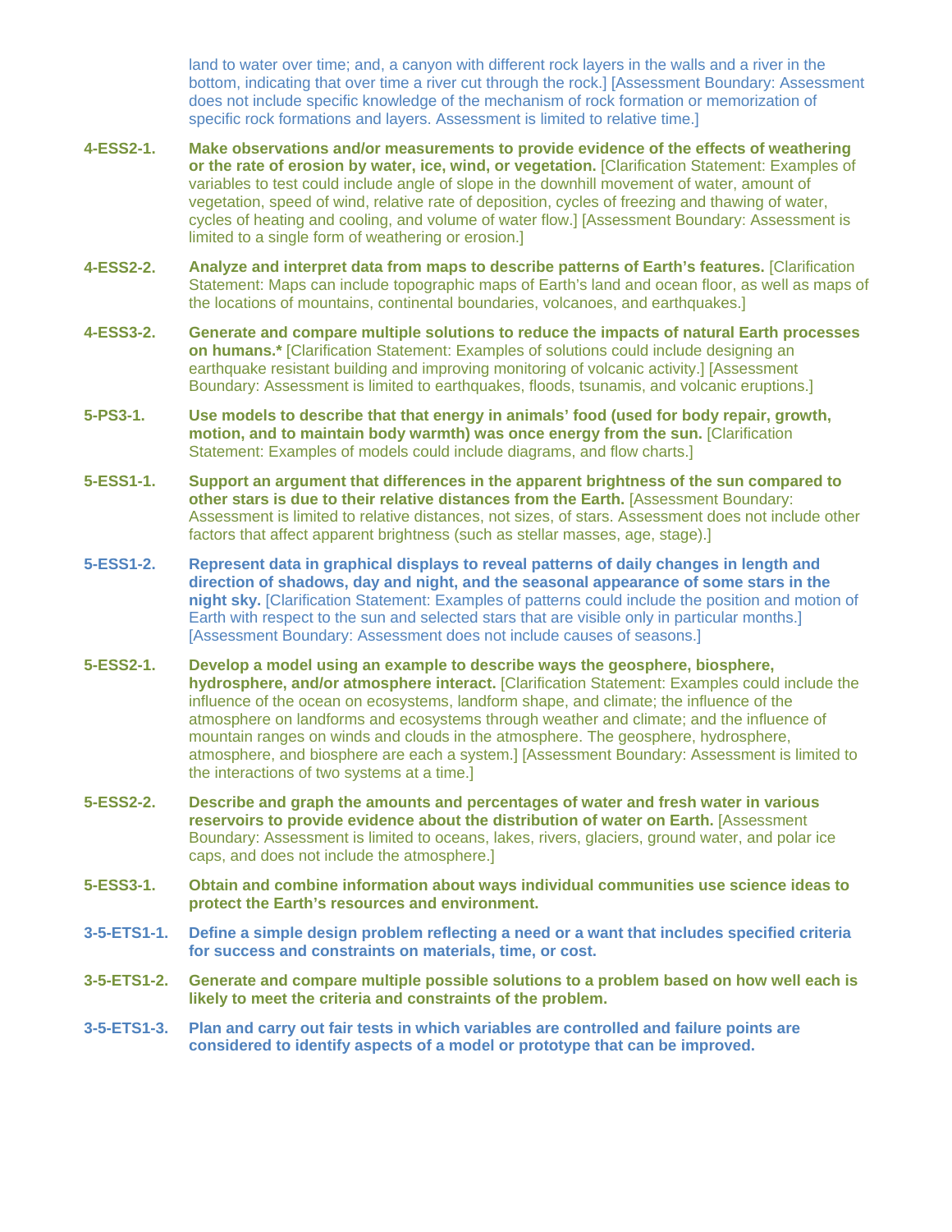land to water over time; and, a canyon with different rock layers in the walls and a river in the bottom, indicating that over time a river cut through the rock.] [Assessment Boundary: Assessment does not include specific knowledge of the mechanism of rock formation or memorization of specific rock formations and layers. Assessment is limited to relative time.]

**4-ESS2-1.** **Make observations and/or measurements to provide evidence of the effects of weathering or the rate of erosion by water, ice, wind, or vegetation.** [Clarification Statement: Examples of variables to test could include angle of slope in the downhill movement of water, amount of vegetation, speed of wind, relative rate of deposition, cycles of freezing and thawing of water, cycles of heating and cooling, and volume of water flow.] [Assessment Boundary: Assessment is limited to a single form of weathering or erosion.]

**4-ESS2-2.** **Analyze and interpret data from maps to describe patterns of Earth's features.** [Clarification Statement: Maps can include topographic maps of Earth's land and ocean floor, as well as maps of the locations of mountains, continental boundaries, volcanoes, and earthquakes.]

**4-ESS3-2.** **Generate and compare multiple solutions to reduce the impacts of natural Earth processes on humans.*** [Clarification Statement: Examples of solutions could include designing an earthquake resistant building and improving monitoring of volcanic activity.] [Assessment Boundary: Assessment is limited to earthquakes, floods, tsunamis, and volcanic eruptions.]

**5-PS3-1.** **Use models to describe that that energy in animals' food (used for body repair, growth, motion, and to maintain body warmth) was once energy from the sun.** [Clarification Statement: Examples of models could include diagrams, and flow charts.]

**5-ESS1-1.** **Support an argument that differences in the apparent brightness of the sun compared to other stars is due to their relative distances from the Earth.** [Assessment Boundary: Assessment is limited to relative distances, not sizes, of stars. Assessment does not include other factors that affect apparent brightness (such as stellar masses, age, stage).]

**5-ESS1-2.** **Represent data in graphical displays to reveal patterns of daily changes in length and direction of shadows, day and night, and the seasonal appearance of some stars in the night sky.** [Clarification Statement: Examples of patterns could include the position and motion of Earth with respect to the sun and selected stars that are visible only in particular months.] [Assessment Boundary: Assessment does not include causes of seasons.]

**5-ESS2-1.** **Develop a model using an example to describe ways the geosphere, biosphere, hydrosphere, and/or atmosphere interact.** [Clarification Statement: Examples could include the influence of the ocean on ecosystems, landform shape, and climate; the influence of the atmosphere on landforms and ecosystems through weather and climate; and the influence of mountain ranges on winds and clouds in the atmosphere. The geosphere, hydrosphere, atmosphere, and biosphere are each a system.] [Assessment Boundary: Assessment is limited to the interactions of two systems at a time.]

**5-ESS2-2.** **Describe and graph the amounts and percentages of water and fresh water in various reservoirs to provide evidence about the distribution of water on Earth.** [Assessment Boundary: Assessment is limited to oceans, lakes, rivers, glaciers, ground water, and polar ice caps, and does not include the atmosphere.]

**5-ESS3-1.** **Obtain and combine information about ways individual communities use science ideas to protect the Earth's resources and environment.**

**3-5-ETS1-1.** **Define a simple design problem reflecting a need or a want that includes specified criteria for success and constraints on materials, time, or cost.**

**3-5-ETS1-2.** **Generate and compare multiple possible solutions to a problem based on how well each is likely to meet the criteria and constraints of the problem.**

**3-5-ETS1-3.** **Plan and carry out fair tests in which variables are controlled and failure points are considered to identify aspects of a model or prototype that can be improved.**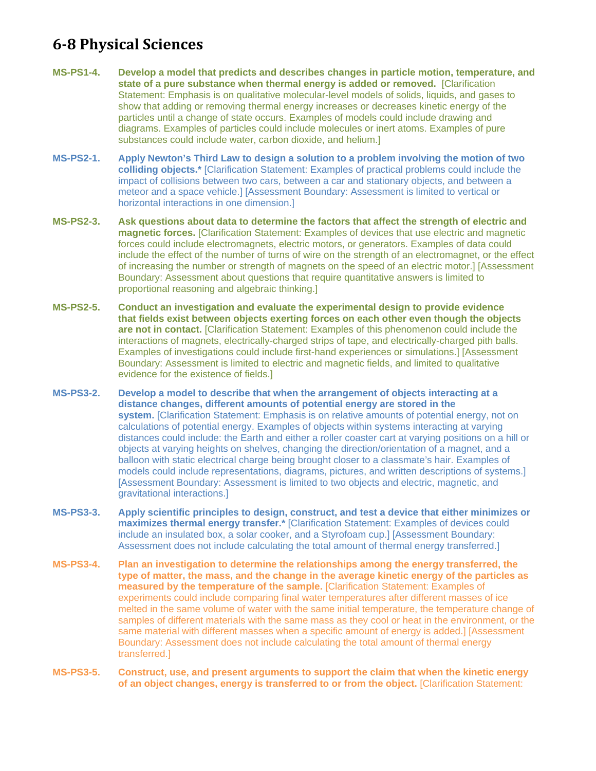# 6-8 Physical Sciences

**MS-PS1-4.** **Develop a model that predicts and describes changes in particle motion, temperature, and state of a pure substance when thermal energy is added or removed.** [Clarification Statement: Emphasis is on qualitative molecular-level models of solids, liquids, and gases to show that adding or removing thermal energy increases or decreases kinetic energy of the particles until a change of state occurs. Examples of models could include drawing and diagrams. Examples of particles could include molecules or inert atoms. Examples of pure substances could include water, carbon dioxide, and helium.]

**MS-PS2-1.** **Apply Newton's Third Law to design a solution to a problem involving the motion of two colliding objects.*** [Clarification Statement: Examples of practical problems could include the impact of collisions between two cars, between a car and stationary objects, and between a meteor and a space vehicle.] [Assessment Boundary: Assessment is limited to vertical or horizontal interactions in one dimension.]

**MS-PS2-3.** **Ask questions about data to determine the factors that affect the strength of electric and magnetic forces.** [Clarification Statement: Examples of devices that use electric and magnetic forces could include electromagnets, electric motors, or generators. Examples of data could include the effect of the number of turns of wire on the strength of an electromagnet, or the effect of increasing the number or strength of magnets on the speed of an electric motor.] [Assessment Boundary: Assessment about questions that require quantitative answers is limited to proportional reasoning and algebraic thinking.]

**MS-PS2-5.** **Conduct an investigation and evaluate the experimental design to provide evidence that fields exist between objects exerting forces on each other even though the objects are not in contact.** [Clarification Statement: Examples of this phenomenon could include the interactions of magnets, electrically-charged strips of tape, and electrically-charged pith balls. Examples of investigations could include first-hand experiences or simulations.] [Assessment Boundary: Assessment is limited to electric and magnetic fields, and limited to qualitative evidence for the existence of fields.]

**MS-PS3-2.** **Develop a model to describe that when the arrangement of objects interacting at a distance changes, different amounts of potential energy are stored in the system.** [Clarification Statement: Emphasis is on relative amounts of potential energy, not on calculations of potential energy. Examples of objects within systems interacting at varying distances could include: the Earth and either a roller coaster cart at varying positions on a hill or objects at varying heights on shelves, changing the direction/orientation of a magnet, and a balloon with static electrical charge being brought closer to a classmate's hair. Examples of models could include representations, diagrams, pictures, and written descriptions of systems.] [Assessment Boundary: Assessment is limited to two objects and electric, magnetic, and gravitational interactions.]

**MS-PS3-3.** **Apply scientific principles to design, construct, and test a device that either minimizes or maximizes thermal energy transfer.*** [Clarification Statement: Examples of devices could include an insulated box, a solar cooker, and a Styrofoam cup.] [Assessment Boundary: Assessment does not include calculating the total amount of thermal energy transferred.]

**MS-PS3-4.** **Plan an investigation to determine the relationships among the energy transferred, the type of matter, the mass, and the change in the average kinetic energy of the particles as measured by the temperature of the sample.** [Clarification Statement: Examples of experiments could include comparing final water temperatures after different masses of ice melted in the same volume of water with the same initial temperature, the temperature change of samples of different materials with the same mass as they cool or heat in the environment, or the same material with different masses when a specific amount of energy is added.] [Assessment Boundary: Assessment does not include calculating the total amount of thermal energy transferred.]

**MS-PS3-5.** **Construct, use, and present arguments to support the claim that when the kinetic energy of an object changes, energy is transferred to or from the object.** [Clarification Statement: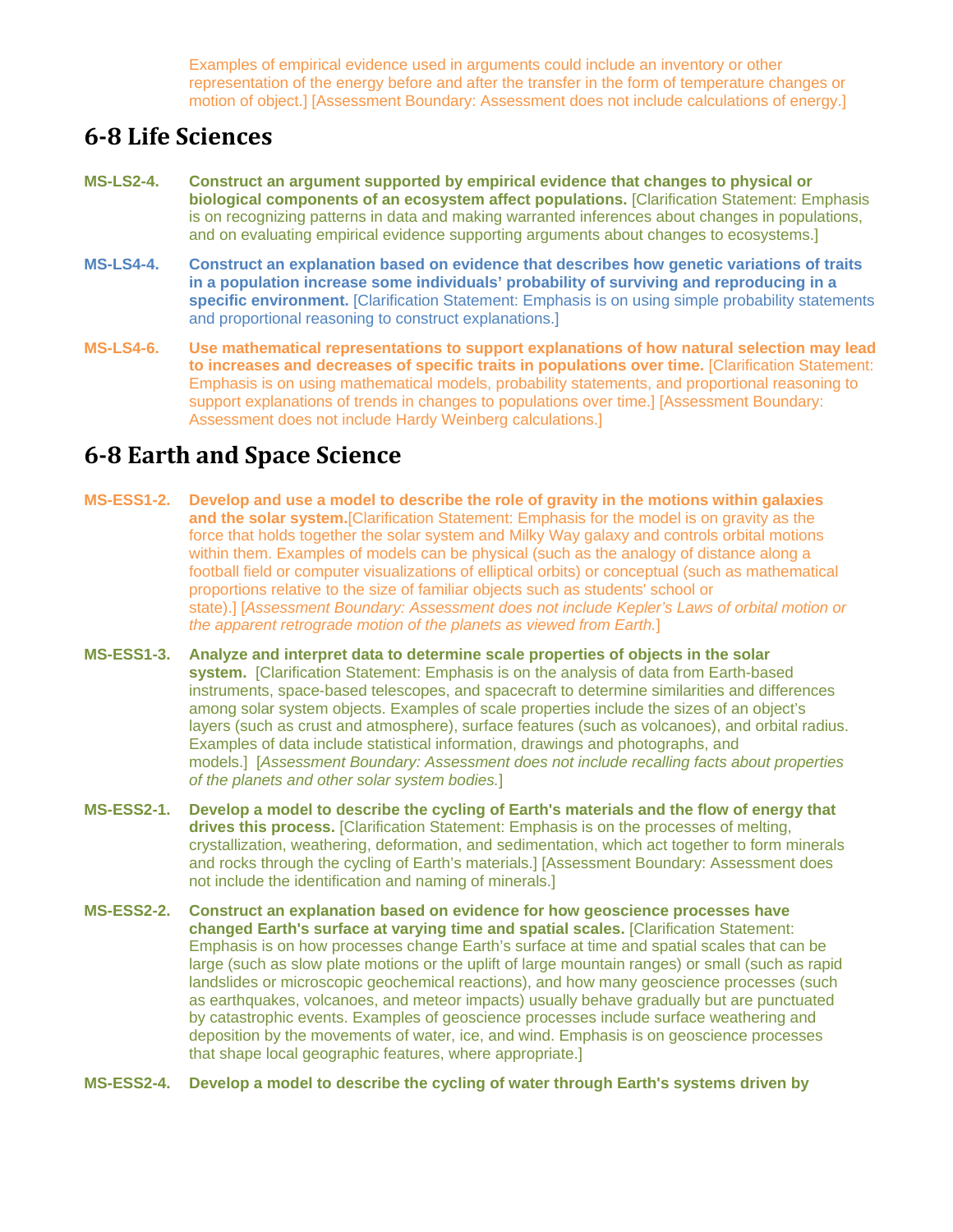Examples of empirical evidence used in arguments could include an inventory or other representation of the energy before and after the transfer in the form of temperature changes or motion of object.] [Assessment Boundary: Assessment does not include calculations of energy.]

## 6-8 Life Sciences

**MS-LS2-4.** **Construct an argument supported by empirical evidence that changes to physical or biological components of an ecosystem affect populations.** [Clarification Statement: Emphasis is on recognizing patterns in data and making warranted inferences about changes in populations, and on evaluating empirical evidence supporting arguments about changes to ecosystems.]

**MS-LS4-4.** **Construct an explanation based on evidence that describes how genetic variations of traits in a population increase some individuals' probability of surviving and reproducing in a specific environment.** [Clarification Statement: Emphasis is on using simple probability statements and proportional reasoning to construct explanations.]

**MS-LS4-6.** **Use mathematical representations to support explanations of how natural selection may lead to increases and decreases of specific traits in populations over time.** [Clarification Statement: Emphasis is on using mathematical models, probability statements, and proportional reasoning to support explanations of trends in changes to populations over time.] [Assessment Boundary: Assessment does not include Hardy Weinberg calculations.]

## 6-8 Earth and Space Science

**MS-ESS1-2.** **Develop and use a model to describe the role of gravity in the motions within galaxies and the solar system.**[Clarification Statement: Emphasis for the model is on gravity as the force that holds together the solar system and Milky Way galaxy and controls orbital motions within them. Examples of models can be physical (such as the analogy of distance along a football field or computer visualizations of elliptical orbits) or conceptual (such as mathematical proportions relative to the size of familiar objects such as students' school or state).] [*Assessment Boundary: Assessment does not include Kepler's Laws of orbital motion or the apparent retrograde motion of the planets as viewed from Earth.*]

**MS-ESS1-3.** **Analyze and interpret data to determine scale properties of objects in the solar system.** [Clarification Statement: Emphasis is on the analysis of data from Earth-based instruments, space-based telescopes, and spacecraft to determine similarities and differences among solar system objects. Examples of scale properties include the sizes of an object's layers (such as crust and atmosphere), surface features (such as volcanoes), and orbital radius. Examples of data include statistical information, drawings and photographs, and models.] [*Assessment Boundary: Assessment does not include recalling facts about properties of the planets and other solar system bodies.*]

**MS-ESS2-1.** **Develop a model to describe the cycling of Earth's materials and the flow of energy that drives this process.** [Clarification Statement: Emphasis is on the processes of melting, crystallization, weathering, deformation, and sedimentation, which act together to form minerals and rocks through the cycling of Earth's materials.] [Assessment Boundary: Assessment does not include the identification and naming of minerals.]

**MS-ESS2-2.** **Construct an explanation based on evidence for how geoscience processes have changed Earth's surface at varying time and spatial scales.** [Clarification Statement: Emphasis is on how processes change Earth's surface at time and spatial scales that can be large (such as slow plate motions or the uplift of large mountain ranges) or small (such as rapid landslides or microscopic geochemical reactions), and how many geoscience processes (such as earthquakes, volcanoes, and meteor impacts) usually behave gradually but are punctuated by catastrophic events. Examples of geoscience processes include surface weathering and deposition by the movements of water, ice, and wind. Emphasis is on geoscience processes that shape local geographic features, where appropriate.]

**MS-ESS2-4.** **Develop a model to describe the cycling of water through Earth's systems driven by**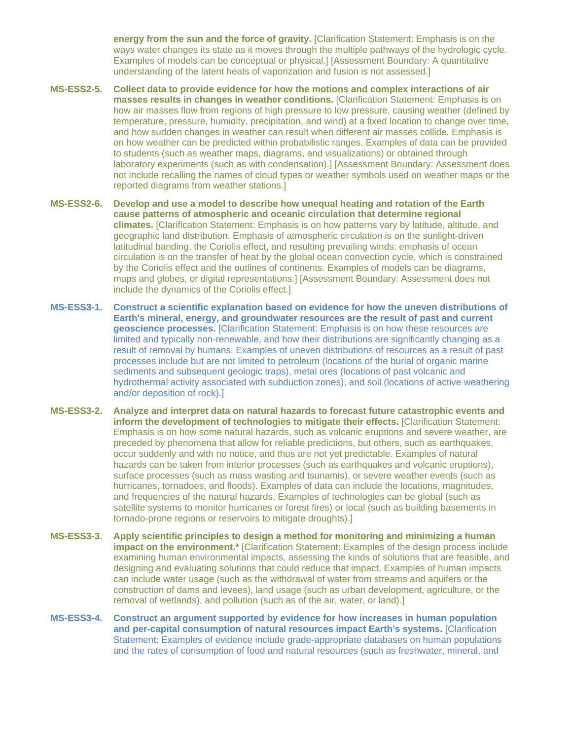**energy from the sun and the force of gravity.** [Clarification Statement: Emphasis is on the ways water changes its state as it moves through the multiple pathways of the hydrologic cycle. Examples of models can be conceptual or physical.] [Assessment Boundary: A quantitative understanding of the latent heats of vaporization and fusion is not assessed.]

**MS-ESS2-5.** **Collect data to provide evidence for how the motions and complex interactions of air masses results in changes in weather conditions.** [Clarification Statement: Emphasis is on how air masses flow from regions of high pressure to low pressure, causing weather (defined by temperature, pressure, humidity, precipitation, and wind) at a fixed location to change over time, and how sudden changes in weather can result when different air masses collide. Emphasis is on how weather can be predicted within probabilistic ranges. Examples of data can be provided to students (such as weather maps, diagrams, and visualizations) or obtained through laboratory experiments (such as with condensation).] [Assessment Boundary: Assessment does not include recalling the names of cloud types or weather symbols used on weather maps or the reported diagrams from weather stations.]

**MS-ESS2-6.** **Develop and use a model to describe how unequal heating and rotation of the Earth cause patterns of atmospheric and oceanic circulation that determine regional climates.** [Clarification Statement: Emphasis is on how patterns vary by latitude, altitude, and geographic land distribution. Emphasis of atmospheric circulation is on the sunlight-driven latitudinal banding, the Coriolis effect, and resulting prevailing winds; emphasis of ocean circulation is on the transfer of heat by the global ocean convection cycle, which is constrained by the Coriolis effect and the outlines of continents. Examples of models can be diagrams, maps and globes, or digital representations.] [Assessment Boundary: Assessment does not include the dynamics of the Coriolis effect.]

**MS-ESS3-1.** **Construct a scientific explanation based on evidence for how the uneven distributions of Earth's mineral, energy, and groundwater resources are the result of past and current geoscience processes.** [Clarification Statement: Emphasis is on how these resources are limited and typically non-renewable, and how their distributions are significantly changing as a result of removal by humans. Examples of uneven distributions of resources as a result of past processes include but are not limited to petroleum (locations of the burial of organic marine sediments and subsequent geologic traps), metal ores (locations of past volcanic and hydrothermal activity associated with subduction zones), and soil (locations of active weathering and/or deposition of rock).]

**MS-ESS3-2.** **Analyze and interpret data on natural hazards to forecast future catastrophic events and inform the development of technologies to mitigate their effects.** [Clarification Statement: Emphasis is on how some natural hazards, such as volcanic eruptions and severe weather, are preceded by phenomena that allow for reliable predictions, but others, such as earthquakes, occur suddenly and with no notice, and thus are not yet predictable. Examples of natural hazards can be taken from interior processes (such as earthquakes and volcanic eruptions), surface processes (such as mass wasting and tsunamis), or severe weather events (such as hurricanes, tornadoes, and floods). Examples of data can include the locations, magnitudes, and frequencies of the natural hazards. Examples of technologies can be global (such as satellite systems to monitor hurricanes or forest fires) or local (such as building basements in tornado-prone regions or reservoirs to mitigate droughts).]

**MS-ESS3-3.** **Apply scientific principles to design a method for monitoring and minimizing a human impact on the environment.*** [Clarification Statement: Examples of the design process include examining human environmental impacts, assessing the kinds of solutions that are feasible, and designing and evaluating solutions that could reduce that impact. Examples of human impacts can include water usage (such as the withdrawal of water from streams and aquifers or the construction of dams and levees), land usage (such as urban development, agriculture, or the removal of wetlands), and pollution (such as of the air, water, or land).]

**MS-ESS3-4.** **Construct an argument supported by evidence for how increases in human population and per-capital consumption of natural resources impact Earth's systems.** [Clarification Statement: Examples of evidence include grade-appropriate databases on human populations and the rates of consumption of food and natural resources (such as freshwater, mineral, and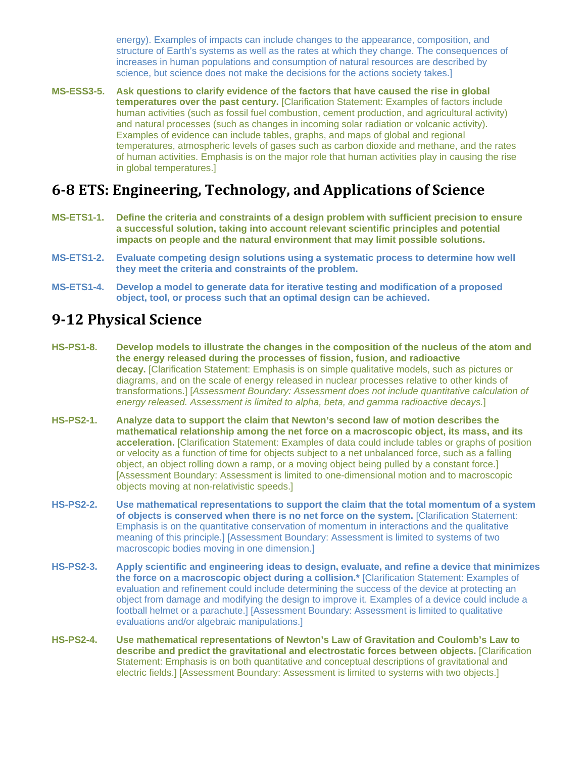energy). Examples of impacts can include changes to the appearance, composition, and structure of Earth's systems as well as the rates at which they change. The consequences of increases in human populations and consumption of natural resources are described by science, but science does not make the decisions for the actions society takes.]

**MS-ESS3-5.** **Ask questions to clarify evidence of the factors that have caused the rise in global temperatures over the past century.** [Clarification Statement: Examples of factors include human activities (such as fossil fuel combustion, cement production, and agricultural activity) and natural processes (such as changes in incoming solar radiation or volcanic activity). Examples of evidence can include tables, graphs, and maps of global and regional temperatures, atmospheric levels of gases such as carbon dioxide and methane, and the rates of human activities. Emphasis is on the major role that human activities play in causing the rise in global temperatures.]

## 6-8 ETS: Engineering, Technology, and Applications of Science

**MS-ETS1-1.** **Define the criteria and constraints of a design problem with sufficient precision to ensure a successful solution, taking into account relevant scientific principles and potential impacts on people and the natural environment that may limit possible solutions.**

**MS-ETS1-2.** **Evaluate competing design solutions using a systematic process to determine how well they meet the criteria and constraints of the problem.**

**MS-ETS1-4.** **Develop a model to generate data for iterative testing and modification of a proposed object, tool, or process such that an optimal design can be achieved.**

## 9-12 Physical Science

**HS-PS1-8.** **Develop models to illustrate the changes in the composition of the nucleus of the atom and the energy released during the processes of fission, fusion, and radioactive decay.** [Clarification Statement: Emphasis is on simple qualitative models, such as pictures or diagrams, and on the scale of energy released in nuclear processes relative to other kinds of transformations.] [*Assessment Boundary: Assessment does not include quantitative calculation of energy released. Assessment is limited to alpha, beta, and gamma radioactive decays.*]

**HS-PS2-1.** **Analyze data to support the claim that Newton's second law of motion describes the mathematical relationship among the net force on a macroscopic object, its mass, and its acceleration.** [Clarification Statement: Examples of data could include tables or graphs of position or velocity as a function of time for objects subject to a net unbalanced force, such as a falling object, an object rolling down a ramp, or a moving object being pulled by a constant force.] [Assessment Boundary: Assessment is limited to one-dimensional motion and to macroscopic objects moving at non-relativistic speeds.]

**HS-PS2-2.** **Use mathematical representations to support the claim that the total momentum of a system of objects is conserved when there is no net force on the system.** [Clarification Statement: Emphasis is on the quantitative conservation of momentum in interactions and the qualitative meaning of this principle.] [Assessment Boundary: Assessment is limited to systems of two macroscopic bodies moving in one dimension.]

**HS-PS2-3.** **Apply scientific and engineering ideas to design, evaluate, and refine a device that minimizes the force on a macroscopic object during a collision.*** [Clarification Statement: Examples of evaluation and refinement could include determining the success of the device at protecting an object from damage and modifying the design to improve it. Examples of a device could include a football helmet or a parachute.] [Assessment Boundary: Assessment is limited to qualitative evaluations and/or algebraic manipulations.]

**HS-PS2-4.** **Use mathematical representations of Newton's Law of Gravitation and Coulomb's Law to describe and predict the gravitational and electrostatic forces between objects.** [Clarification Statement: Emphasis is on both quantitative and conceptual descriptions of gravitational and electric fields.] [Assessment Boundary: Assessment is limited to systems with two objects.]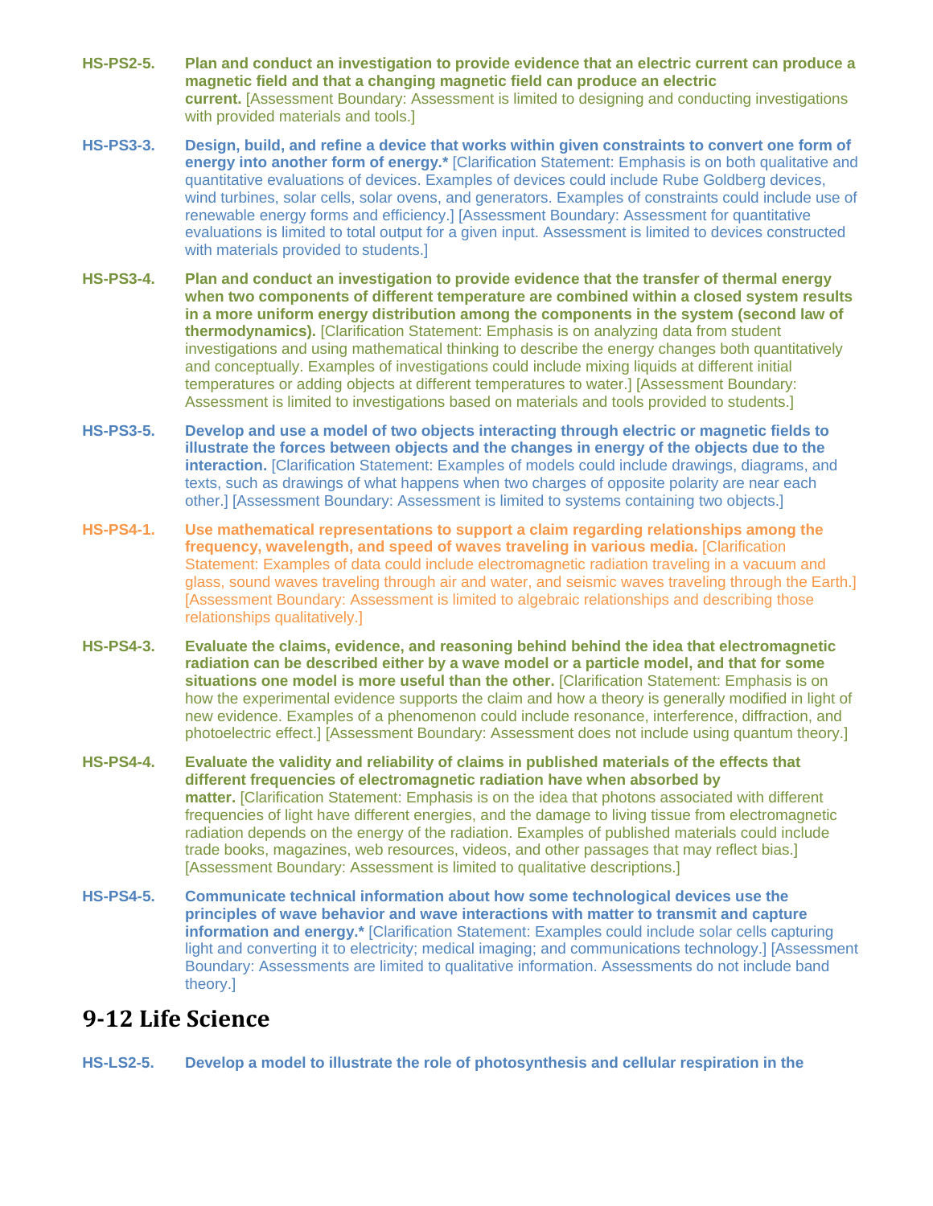**HS-PS2-5.** **Plan and conduct an investigation to provide evidence that an electric current can produce a magnetic field and that a changing magnetic field can produce an electric current.** [Assessment Boundary: Assessment is limited to designing and conducting investigations with provided materials and tools.]

**HS-PS3-3.** **Design, build, and refine a device that works within given constraints to convert one form of energy into another form of energy.*** [Clarification Statement: Emphasis is on both qualitative and quantitative evaluations of devices. Examples of devices could include Rube Goldberg devices, wind turbines, solar cells, solar ovens, and generators. Examples of constraints could include use of renewable energy forms and efficiency.] [Assessment Boundary: Assessment for quantitative evaluations is limited to total output for a given input. Assessment is limited to devices constructed with materials provided to students.]

**HS-PS3-4.** **Plan and conduct an investigation to provide evidence that the transfer of thermal energy when two components of different temperature are combined within a closed system results in a more uniform energy distribution among the components in the system (second law of thermodynamics).** [Clarification Statement: Emphasis is on analyzing data from student investigations and using mathematical thinking to describe the energy changes both quantitatively and conceptually. Examples of investigations could include mixing liquids at different initial temperatures or adding objects at different temperatures to water.] [Assessment Boundary: Assessment is limited to investigations based on materials and tools provided to students.]

**HS-PS3-5.** **Develop and use a model of two objects interacting through electric or magnetic fields to illustrate the forces between objects and the changes in energy of the objects due to the interaction.** [Clarification Statement: Examples of models could include drawings, diagrams, and texts, such as drawings of what happens when two charges of opposite polarity are near each other.] [Assessment Boundary: Assessment is limited to systems containing two objects.]

**HS-PS4-1.** **Use mathematical representations to support a claim regarding relationships among the frequency, wavelength, and speed of waves traveling in various media.** [Clarification Statement: Examples of data could include electromagnetic radiation traveling in a vacuum and glass, sound waves traveling through air and water, and seismic waves traveling through the Earth.] [Assessment Boundary: Assessment is limited to algebraic relationships and describing those relationships qualitatively.]

**HS-PS4-3.** **Evaluate the claims, evidence, and reasoning behind behind the idea that electromagnetic radiation can be described either by a wave model or a particle model, and that for some situations one model is more useful than the other.** [Clarification Statement: Emphasis is on how the experimental evidence supports the claim and how a theory is generally modified in light of new evidence. Examples of a phenomenon could include resonance, interference, diffraction, and photoelectric effect.] [Assessment Boundary: Assessment does not include using quantum theory.]

**HS-PS4-4.** **Evaluate the validity and reliability of claims in published materials of the effects that different frequencies of electromagnetic radiation have when absorbed by matter.** [Clarification Statement: Emphasis is on the idea that photons associated with different frequencies of light have different energies, and the damage to living tissue from electromagnetic radiation depends on the energy of the radiation. Examples of published materials could include trade books, magazines, web resources, videos, and other passages that may reflect bias.] [Assessment Boundary: Assessment is limited to qualitative descriptions.]

**HS-PS4-5.** **Communicate technical information about how some technological devices use the principles of wave behavior and wave interactions with matter to transmit and capture information and energy.*** [Clarification Statement: Examples could include solar cells capturing light and converting it to electricity; medical imaging; and communications technology.] [Assessment Boundary: Assessments are limited to qualitative information. Assessments do not include band theory.]

## 9-12 Life Science

**HS-LS2-5.** **Develop a model to illustrate the role of photosynthesis and cellular respiration in the**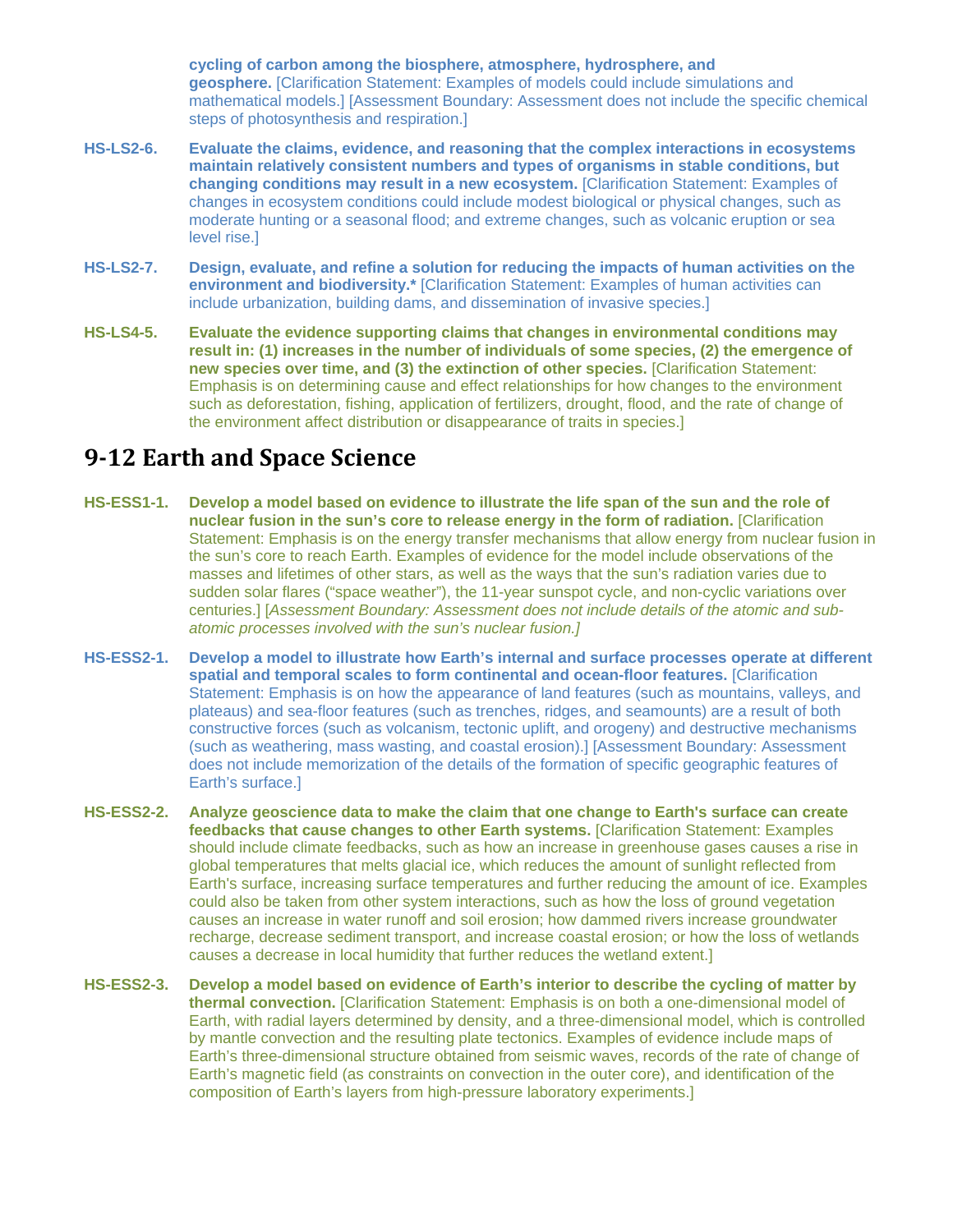**cycling of carbon among the biosphere, atmosphere, hydrosphere, and geosphere.** [Clarification Statement: Examples of models could include simulations and mathematical models.] [Assessment Boundary: Assessment does not include the specific chemical steps of photosynthesis and respiration.]

**HS-LS2-6.** **Evaluate the claims, evidence, and reasoning that the complex interactions in ecosystems maintain relatively consistent numbers and types of organisms in stable conditions, but changing conditions may result in a new ecosystem.** [Clarification Statement: Examples of changes in ecosystem conditions could include modest biological or physical changes, such as moderate hunting or a seasonal flood; and extreme changes, such as volcanic eruption or sea level rise.]

**HS-LS2-7.** **Design, evaluate, and refine a solution for reducing the impacts of human activities on the environment and biodiversity.*** [Clarification Statement: Examples of human activities can include urbanization, building dams, and dissemination of invasive species.]

**HS-LS4-5.** **Evaluate the evidence supporting claims that changes in environmental conditions may result in: (1) increases in the number of individuals of some species, (2) the emergence of new species over time, and (3) the extinction of other species.** [Clarification Statement: Emphasis is on determining cause and effect relationships for how changes to the environment such as deforestation, fishing, application of fertilizers, drought, flood, and the rate of change of the environment affect distribution or disappearance of traits in species.]

## 9-12 Earth and Space Science

**HS-ESS1-1.** **Develop a model based on evidence to illustrate the life span of the sun and the role of nuclear fusion in the sun's core to release energy in the form of radiation.** [Clarification Statement: Emphasis is on the energy transfer mechanisms that allow energy from nuclear fusion in the sun's core to reach Earth. Examples of evidence for the model include observations of the masses and lifetimes of other stars, as well as the ways that the sun's radiation varies due to sudden solar flares ("space weather"), the 11-year sunspot cycle, and non-cyclic variations over centuries.] [*Assessment Boundary: Assessment does not include details of the atomic and sub-atomic processes involved with the sun's nuclear fusion.]*

**HS-ESS2-1.** **Develop a model to illustrate how Earth's internal and surface processes operate at different spatial and temporal scales to form continental and ocean-floor features.** [Clarification Statement: Emphasis is on how the appearance of land features (such as mountains, valleys, and plateaus) and sea-floor features (such as trenches, ridges, and seamounts) are a result of both constructive forces (such as volcanism, tectonic uplift, and orogeny) and destructive mechanisms (such as weathering, mass wasting, and coastal erosion).] [Assessment Boundary: Assessment does not include memorization of the details of the formation of specific geographic features of Earth's surface.]

**HS-ESS2-2.** **Analyze geoscience data to make the claim that one change to Earth's surface can create feedbacks that cause changes to other Earth systems.** [Clarification Statement: Examples should include climate feedbacks, such as how an increase in greenhouse gases causes a rise in global temperatures that melts glacial ice, which reduces the amount of sunlight reflected from Earth's surface, increasing surface temperatures and further reducing the amount of ice. Examples could also be taken from other system interactions, such as how the loss of ground vegetation causes an increase in water runoff and soil erosion; how dammed rivers increase groundwater recharge, decrease sediment transport, and increase coastal erosion; or how the loss of wetlands causes a decrease in local humidity that further reduces the wetland extent.]

**HS-ESS2-3.** **Develop a model based on evidence of Earth's interior to describe the cycling of matter by thermal convection.** [Clarification Statement: Emphasis is on both a one-dimensional model of Earth, with radial layers determined by density, and a three-dimensional model, which is controlled by mantle convection and the resulting plate tectonics. Examples of evidence include maps of Earth's three-dimensional structure obtained from seismic waves, records of the rate of change of Earth's magnetic field (as constraints on convection in the outer core), and identification of the composition of Earth's layers from high-pressure laboratory experiments.]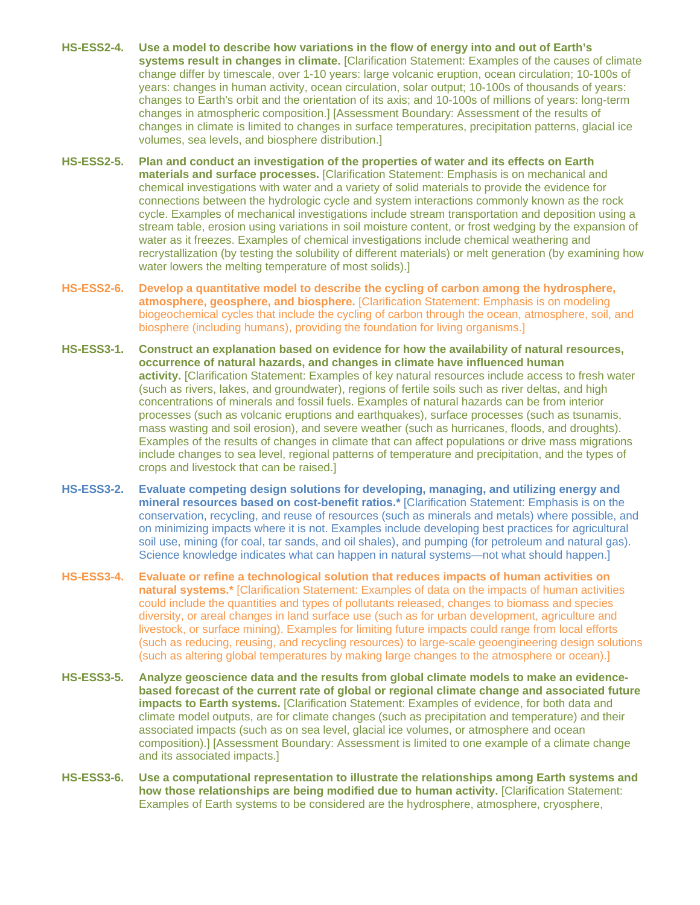**HS-ESS2-4.** **Use a model to describe how variations in the flow of energy into and out of Earth's systems result in changes in climate.** [Clarification Statement: Examples of the causes of climate change differ by timescale, over 1-10 years: large volcanic eruption, ocean circulation; 10-100s of years: changes in human activity, ocean circulation, solar output; 10-100s of thousands of years: changes to Earth's orbit and the orientation of its axis; and 10-100s of millions of years: long-term changes in atmospheric composition.] [Assessment Boundary: Assessment of the results of changes in climate is limited to changes in surface temperatures, precipitation patterns, glacial ice volumes, sea levels, and biosphere distribution.]

**HS-ESS2-5.** **Plan and conduct an investigation of the properties of water and its effects on Earth materials and surface processes.** [Clarification Statement: Emphasis is on mechanical and chemical investigations with water and a variety of solid materials to provide the evidence for connections between the hydrologic cycle and system interactions commonly known as the rock cycle. Examples of mechanical investigations include stream transportation and deposition using a stream table, erosion using variations in soil moisture content, or frost wedging by the expansion of water as it freezes. Examples of chemical investigations include chemical weathering and recrystallization (by testing the solubility of different materials) or melt generation (by examining how water lowers the melting temperature of most solids).]

**HS-ESS2-6.** **Develop a quantitative model to describe the cycling of carbon among the hydrosphere, atmosphere, geosphere, and biosphere.** [Clarification Statement: Emphasis is on modeling biogeochemical cycles that include the cycling of carbon through the ocean, atmosphere, soil, and biosphere (including humans), providing the foundation for living organisms.]

**HS-ESS3-1.** **Construct an explanation based on evidence for how the availability of natural resources, occurrence of natural hazards, and changes in climate have influenced human activity.** [Clarification Statement: Examples of key natural resources include access to fresh water (such as rivers, lakes, and groundwater), regions of fertile soils such as river deltas, and high concentrations of minerals and fossil fuels. Examples of natural hazards can be from interior processes (such as volcanic eruptions and earthquakes), surface processes (such as tsunamis, mass wasting and soil erosion), and severe weather (such as hurricanes, floods, and droughts). Examples of the results of changes in climate that can affect populations or drive mass migrations include changes to sea level, regional patterns of temperature and precipitation, and the types of crops and livestock that can be raised.]

**HS-ESS3-2.** **Evaluate competing design solutions for developing, managing, and utilizing energy and mineral resources based on cost-benefit ratios.*** [Clarification Statement: Emphasis is on the conservation, recycling, and reuse of resources (such as minerals and metals) where possible, and on minimizing impacts where it is not. Examples include developing best practices for agricultural soil use, mining (for coal, tar sands, and oil shales), and pumping (for petroleum and natural gas). Science knowledge indicates what can happen in natural systems—not what should happen.]

**HS-ESS3-4.** **Evaluate or refine a technological solution that reduces impacts of human activities on natural systems.*** [Clarification Statement: Examples of data on the impacts of human activities could include the quantities and types of pollutants released, changes to biomass and species diversity, or areal changes in land surface use (such as for urban development, agriculture and livestock, or surface mining). Examples for limiting future impacts could range from local efforts (such as reducing, reusing, and recycling resources) to large-scale geoengineering design solutions (such as altering global temperatures by making large changes to the atmosphere or ocean).]

**HS-ESS3-5.** **Analyze geoscience data and the results from global climate models to make an evidence-based forecast of the current rate of global or regional climate change and associated future impacts to Earth systems.** [Clarification Statement: Examples of evidence, for both data and climate model outputs, are for climate changes (such as precipitation and temperature) and their associated impacts (such as on sea level, glacial ice volumes, or atmosphere and ocean composition).] [Assessment Boundary: Assessment is limited to one example of a climate change and its associated impacts.]

**HS-ESS3-6.** **Use a computational representation to illustrate the relationships among Earth systems and how those relationships are being modified due to human activity.** [Clarification Statement: Examples of Earth systems to be considered are the hydrosphere, atmosphere, cryosphere,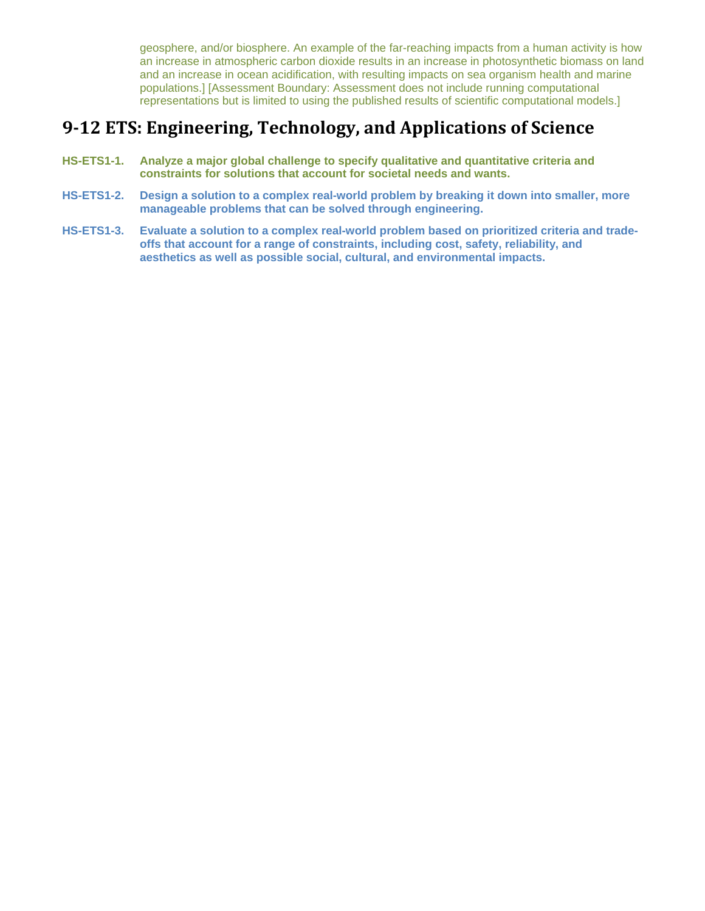geosphere, and/or biosphere. An example of the far-reaching impacts from a human activity is how an increase in atmospheric carbon dioxide results in an increase in photosynthetic biomass on land and an increase in ocean acidification, with resulting impacts on sea organism health and marine populations.] [Assessment Boundary: Assessment does not include running computational representations but is limited to using the published results of scientific computational models.]

## 9-12 ETS: Engineering, Technology, and Applications of Science

**HS-ETS1-1.** **Analyze a major global challenge to specify qualitative and quantitative criteria and constraints for solutions that account for societal needs and wants.**

**HS-ETS1-2.** **Design a solution to a complex real-world problem by breaking it down into smaller, more manageable problems that can be solved through engineering.**

**HS-ETS1-3.** **Evaluate a solution to a complex real-world problem based on prioritized criteria and trade-offs that account for a range of constraints, including cost, safety, reliability, and aesthetics as well as possible social, cultural, and environmental impacts.**